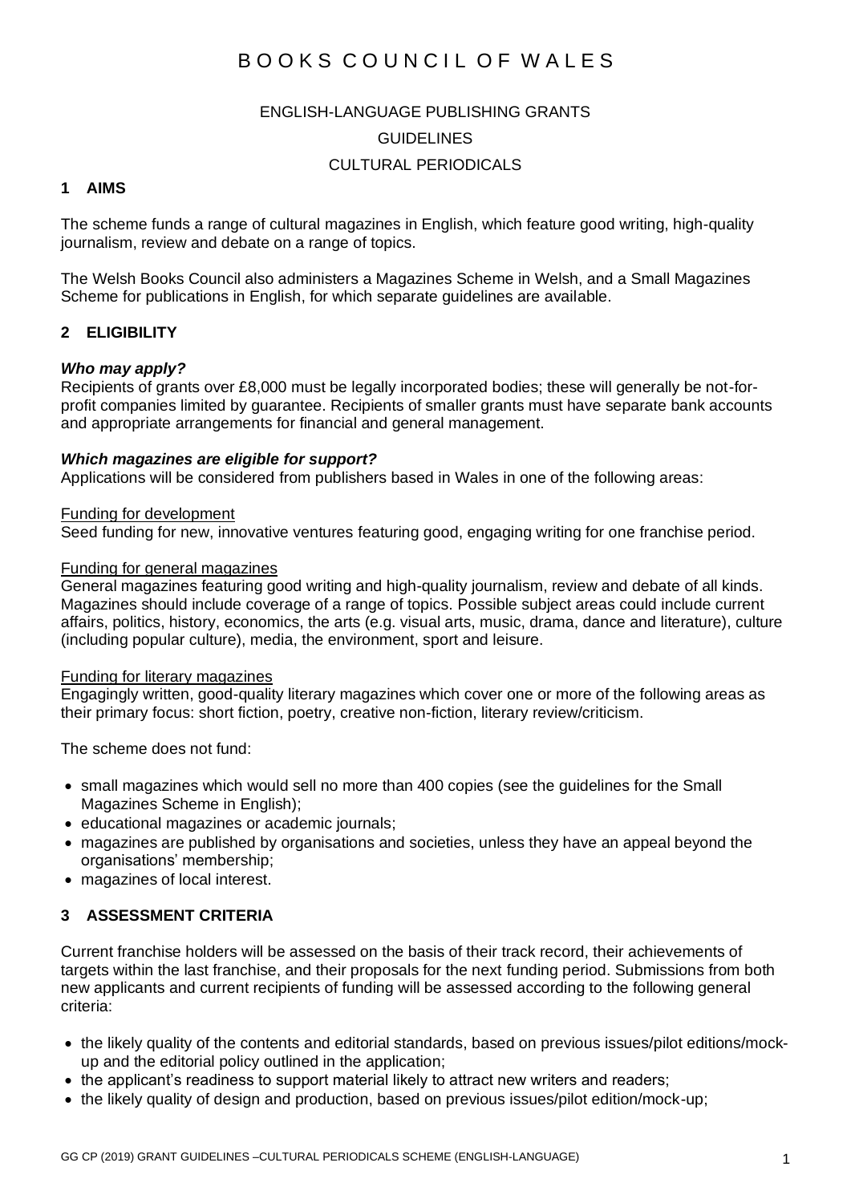# BOOKS COUNCIL OF WALES

ENGLISH-LANGUAGE PUBLISHING GRANTS

GUIDELINES

CULTURAL PERIODICALS

## 1 AIMS

The scheme funds a range of cultural magazines in English, which feature good writing, high-quality journalism, review and debate on a range of topics.

The Welsh Books Council also administers a Magazines Scheme in Welsh, and a Small Magazines Scheme for publications in English, for which separate guidelines are available.

## 2 ELIGIBILITY

***Who may apply?***

Recipients of grants over £8,000 must be legally incorporated bodies; these will generally be not-for-profit companies limited by guarantee. Recipients of smaller grants must have separate bank accounts and appropriate arrangements for financial and general management.

***Which magazines are eligible for support?***

Applications will be considered from publishers based in Wales in one of the following areas:

<u>Funding for development</u>

Seed funding for new, innovative ventures featuring good, engaging writing for one franchise period.

<u>Funding for general magazines</u>

General magazines featuring good writing and high-quality journalism, review and debate of all kinds. Magazines should include coverage of a range of topics. Possible subject areas could include current affairs, politics, history, economics, the arts (e.g. visual arts, music, drama, dance and literature), culture (including popular culture), media, the environment, sport and leisure.

<u>Funding for literary magazines</u>

Engagingly written, good-quality literary magazines which cover one or more of the following areas as their primary focus: short fiction, poetry, creative non-fiction, literary review/criticism.

The scheme does not fund:

- small magazines which would sell no more than 400 copies (see the guidelines for the Small Magazines Scheme in English);
- educational magazines or academic journals;
- magazines are published by organisations and societies, unless they have an appeal beyond the organisations' membership;
- magazines of local interest.

## 3 ASSESSMENT CRITERIA

Current franchise holders will be assessed on the basis of their track record, their achievements of targets within the last franchise, and their proposals for the next funding period. Submissions from both new applicants and current recipients of funding will be assessed according to the following general criteria:

- the likely quality of the contents and editorial standards, based on previous issues/pilot editions/mock-up and the editorial policy outlined in the application;
- the applicant's readiness to support material likely to attract new writers and readers;
- the likely quality of design and production, based on previous issues/pilot edition/mock-up;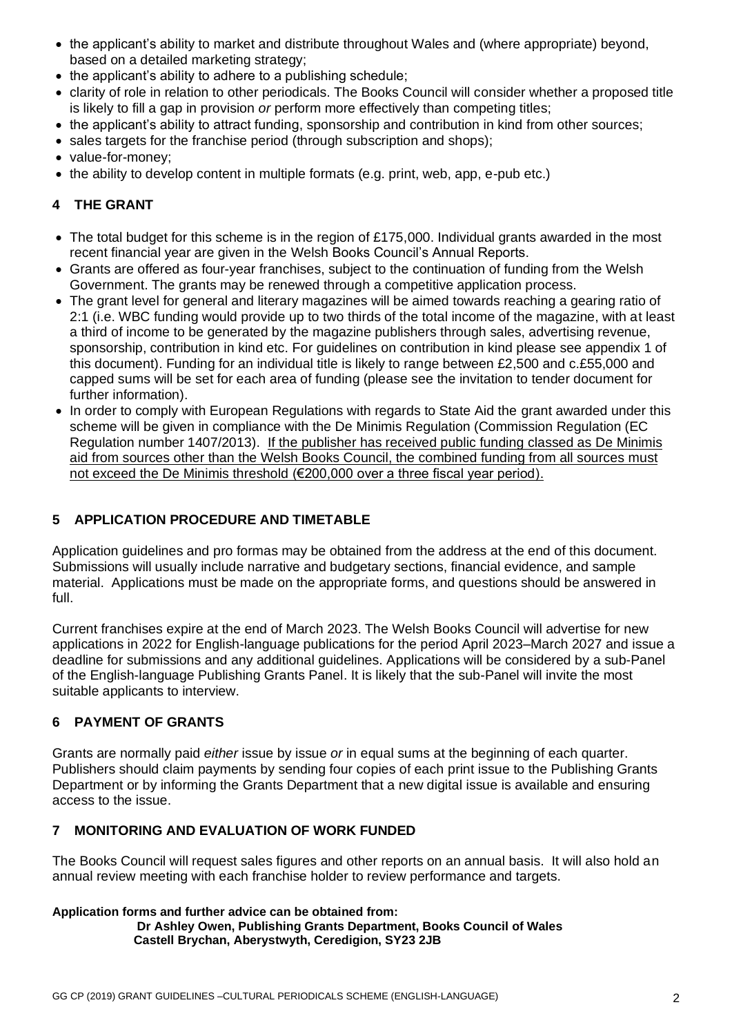- the applicant's ability to market and distribute throughout Wales and (where appropriate) beyond, based on a detailed marketing strategy;
- the applicant's ability to adhere to a publishing schedule;
- clarity of role in relation to other periodicals. The Books Council will consider whether a proposed title is likely to fill a gap in provision *or* perform more effectively than competing titles;
- the applicant's ability to attract funding, sponsorship and contribution in kind from other sources;
- sales targets for the franchise period (through subscription and shops);
- value-for-money;
- the ability to develop content in multiple formats (e.g. print, web, app, e-pub etc.)

## 4 THE GRANT

- The total budget for this scheme is in the region of £175,000. Individual grants awarded in the most recent financial year are given in the Welsh Books Council's Annual Reports.
- Grants are offered as four-year franchises, subject to the continuation of funding from the Welsh Government. The grants may be renewed through a competitive application process.
- The grant level for general and literary magazines will be aimed towards reaching a gearing ratio of 2:1 (i.e. WBC funding would provide up to two thirds of the total income of the magazine, with at least a third of income to be generated by the magazine publishers through sales, advertising revenue, sponsorship, contribution in kind etc. For guidelines on contribution in kind please see appendix 1 of this document). Funding for an individual title is likely to range between £2,500 and c.£55,000 and capped sums will be set for each area of funding (please see the invitation to tender document for further information).
- In order to comply with European Regulations with regards to State Aid the grant awarded under this scheme will be given in compliance with the De Minimis Regulation (Commission Regulation (EC Regulation number 1407/2013). <u>If the publisher has received public funding classed as De Minimis aid from sources other than the Welsh Books Council, the combined funding from all sources must not exceed the De Minimis threshold (€200,000 over a three fiscal year period).</u>

## 5 APPLICATION PROCEDURE AND TIMETABLE

Application guidelines and pro formas may be obtained from the address at the end of this document. Submissions will usually include narrative and budgetary sections, financial evidence, and sample material. Applications must be made on the appropriate forms, and questions should be answered in full.

Current franchises expire at the end of March 2023. The Welsh Books Council will advertise for new applications in 2022 for English-language publications for the period April 2023–March 2027 and issue a deadline for submissions and any additional guidelines. Applications will be considered by a sub-Panel of the English-language Publishing Grants Panel. It is likely that the sub-Panel will invite the most suitable applicants to interview.

## 6 PAYMENT OF GRANTS

Grants are normally paid *either* issue by issue *or* in equal sums at the beginning of each quarter. Publishers should claim payments by sending four copies of each print issue to the Publishing Grants Department or by informing the Grants Department that a new digital issue is available and ensuring access to the issue.

## 7 MONITORING AND EVALUATION OF WORK FUNDED

The Books Council will request sales figures and other reports on an annual basis. It will also hold an annual review meeting with each franchise holder to review performance and targets.

**Application forms and further advice can be obtained from:**
**Dr Ashley Owen, Publishing Grants Department, Books Council of Wales**
**Castell Brychan, Aberystwyth, Ceredigion, SY23 2JB**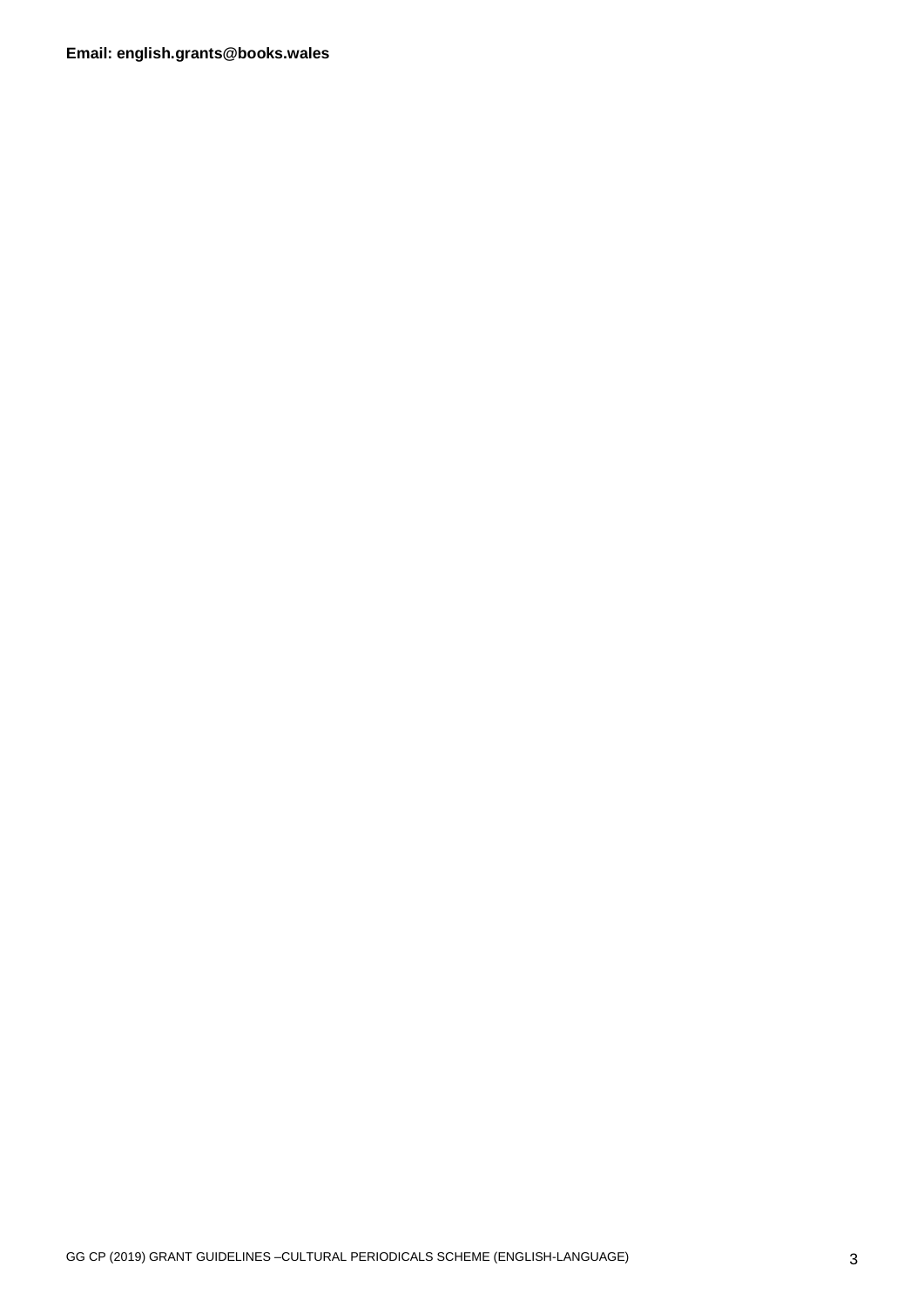**Email: english.grants@books.wales**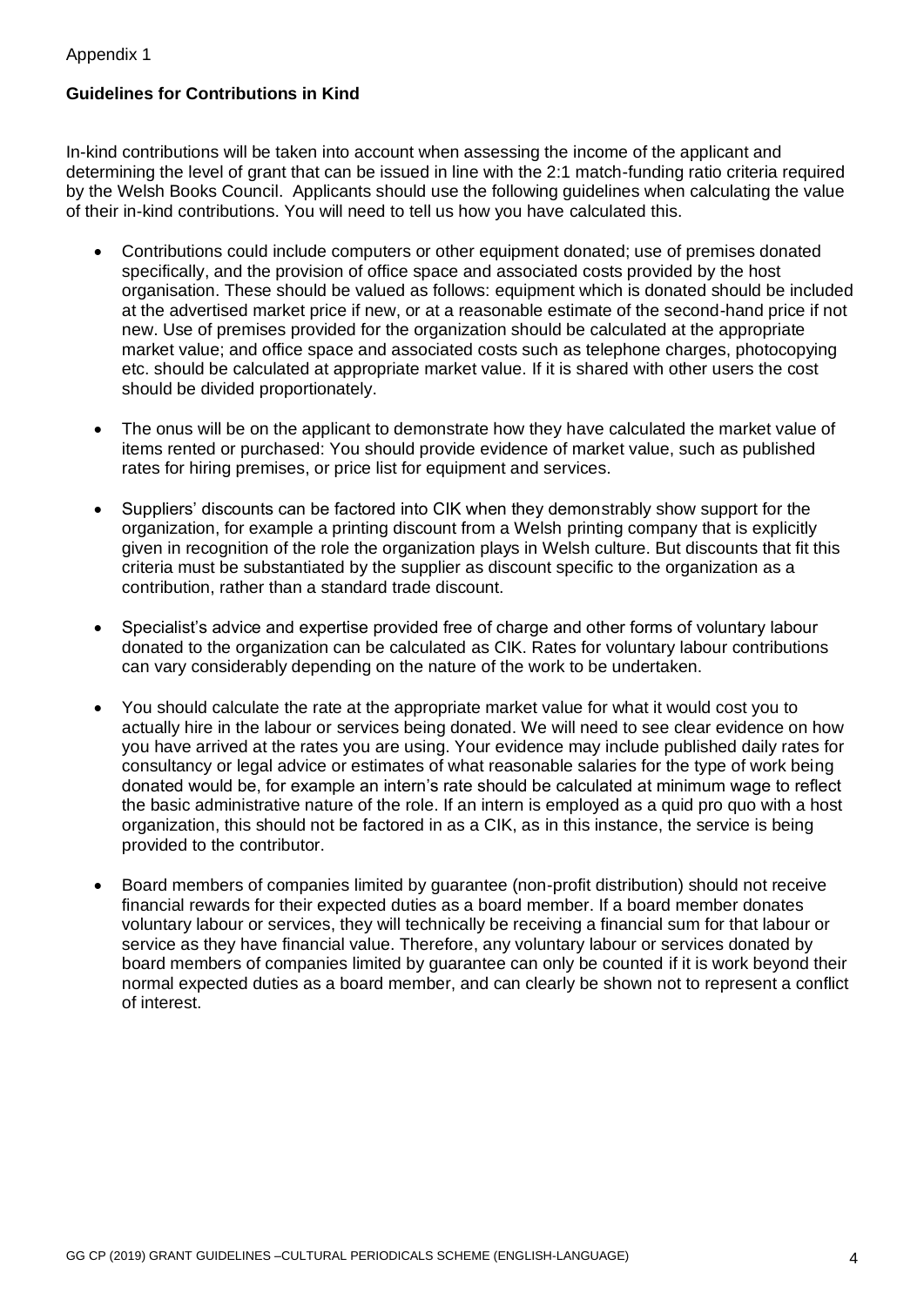Appendix 1

**Guidelines for Contributions in Kind**

In-kind contributions will be taken into account when assessing the income of the applicant and determining the level of grant that can be issued in line with the 2:1 match-funding ratio criteria required by the Welsh Books Council. Applicants should use the following guidelines when calculating the value of their in-kind contributions. You will need to tell us how you have calculated this.

- Contributions could include computers or other equipment donated; use of premises donated specifically, and the provision of office space and associated costs provided by the host organisation. These should be valued as follows: equipment which is donated should be included at the advertised market price if new, or at a reasonable estimate of the second-hand price if not new. Use of premises provided for the organization should be calculated at the appropriate market value; and office space and associated costs such as telephone charges, photocopying etc. should be calculated at appropriate market value. If it is shared with other users the cost should be divided proportionately.

- The onus will be on the applicant to demonstrate how they have calculated the market value of items rented or purchased: You should provide evidence of market value, such as published rates for hiring premises, or price list for equipment and services.

- Suppliers' discounts can be factored into CIK when they demonstrably show support for the organization, for example a printing discount from a Welsh printing company that is explicitly given in recognition of the role the organization plays in Welsh culture. But discounts that fit this criteria must be substantiated by the supplier as discount specific to the organization as a contribution, rather than a standard trade discount.

- Specialist's advice and expertise provided free of charge and other forms of voluntary labour donated to the organization can be calculated as CIK. Rates for voluntary labour contributions can vary considerably depending on the nature of the work to be undertaken.

- You should calculate the rate at the appropriate market value for what it would cost you to actually hire in the labour or services being donated. We will need to see clear evidence on how you have arrived at the rates you are using. Your evidence may include published daily rates for consultancy or legal advice or estimates of what reasonable salaries for the type of work being donated would be, for example an intern's rate should be calculated at minimum wage to reflect the basic administrative nature of the role. If an intern is employed as a quid pro quo with a host organization, this should not be factored in as a CIK, as in this instance, the service is being provided to the contributor.

- Board members of companies limited by guarantee (non-profit distribution) should not receive financial rewards for their expected duties as a board member. If a board member donates voluntary labour or services, they will technically be receiving a financial sum for that labour or service as they have financial value. Therefore, any voluntary labour or services donated by board members of companies limited by guarantee can only be counted if it is work beyond their normal expected duties as a board member, and can clearly be shown not to represent a conflict of interest.